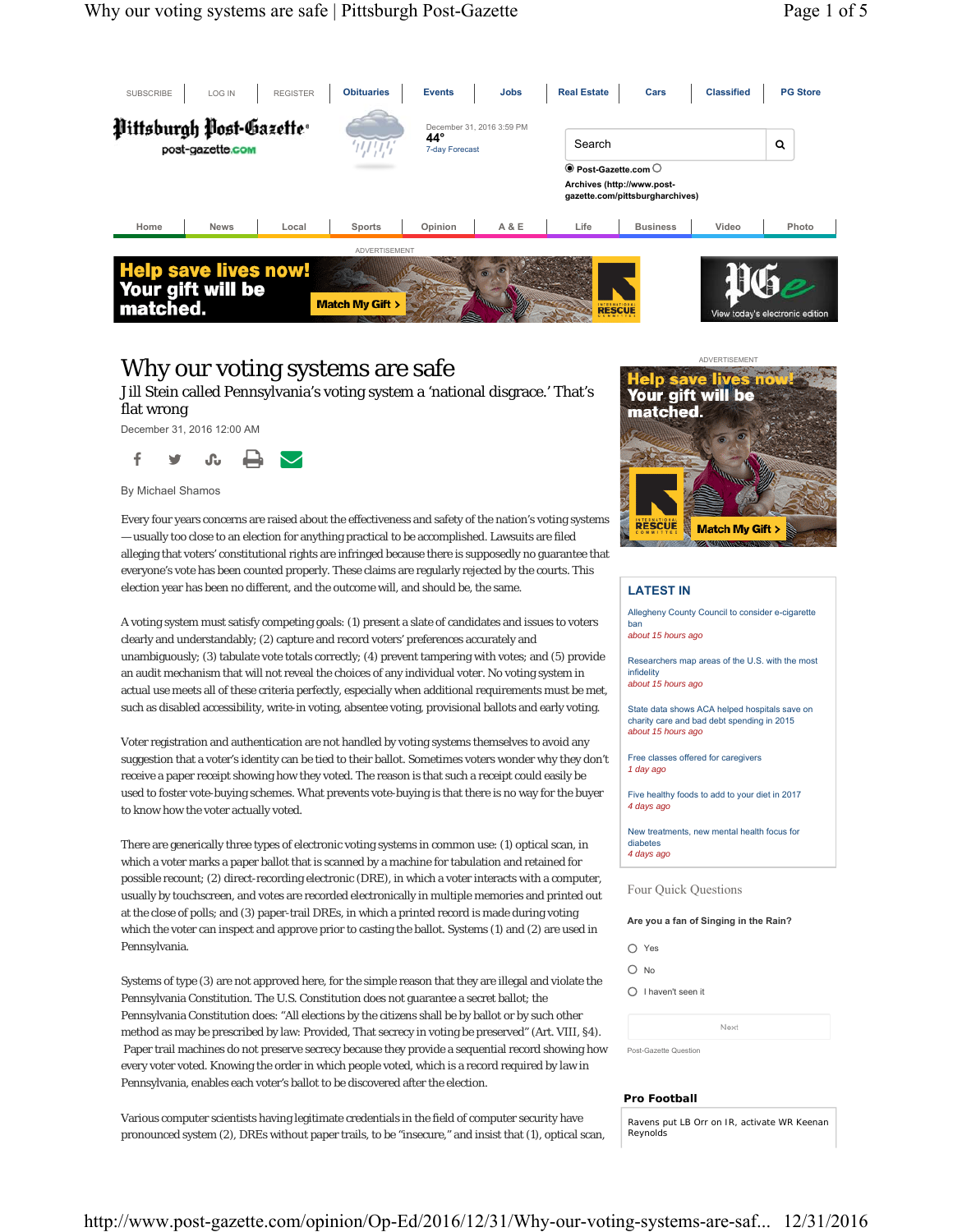# Why our voting systems are safe

## Jill Stein called Pennsylvania's voting system a 'national disgrace.' That's flat wrong

December 31, 2016 12:00 AM

By Michael Shamos

Every four years concerns are raised about the effectiveness and safety of the nation's voting systems — usually too close to an election for anything practical to be accomplished. Lawsuits are filed alleging that voters' constitutional rights are infringed because there is supposedly no guarantee that everyone's vote has been counted properly. These claims are regularly rejected by the courts. This election year has been no different, and the outcome will, and should be, the same.

A voting system must satisfy competing goals: (1) present a slate of candidates and issues to voters clearly and understandably; (2) capture and record voters' preferences accurately and unambiguously; (3) tabulate vote totals correctly; (4) prevent tampering with votes; and (5) provide an audit mechanism that will not reveal the choices of any individual voter. No voting system in actual use meets all of these criteria perfectly, especially when additional requirements must be met, such as disabled accessibility, write-in voting, absentee voting, provisional ballots and early voting.

Voter registration and authentication are not handled by voting systems themselves to avoid any suggestion that a voter's identity can be tied to their ballot. Sometimes voters wonder why they don't receive a paper receipt showing how they voted. The reason is that such a receipt could easily be used to foster vote-buying schemes. What prevents vote-buying is that there is no way for the buyer to know how the voter actually voted.

There are generically three types of electronic voting systems in common use: (1) optical scan, in which a voter marks a paper ballot that is scanned by a machine for tabulation and retained for possible recount; (2) direct-recording electronic (DRE), in which a voter interacts with a computer, usually by touchscreen, and votes are recorded electronically in multiple memories and printed out at the close of polls; and (3) paper-trail DREs, in which a printed record is made during voting which the voter can inspect and approve prior to casting the ballot. Systems (1) and (2) are used in Pennsylvania.

Systems of type (3) are not approved here, for the simple reason that they are illegal and violate the Pennsylvania Constitution. The U.S. Constitution does not guarantee a secret ballot; the Pennsylvania Constitution does: "All elections by the citizens shall be by ballot or by such other method as may be prescribed by law: Provided, That secrecy in voting be preserved" (Art. VIII, §4). Paper trail machines do not preserve secrecy because they provide a sequential record showing how every voter voted. Knowing the order in which people voted, which is a record required by law in Pennsylvania, enables each voter's ballot to be discovered after the election.

Various computer scientists having legitimate credentials in the field of computer security have pronounced system (2), DREs without paper trails, to be "insecure," and insist that (1), optical scan,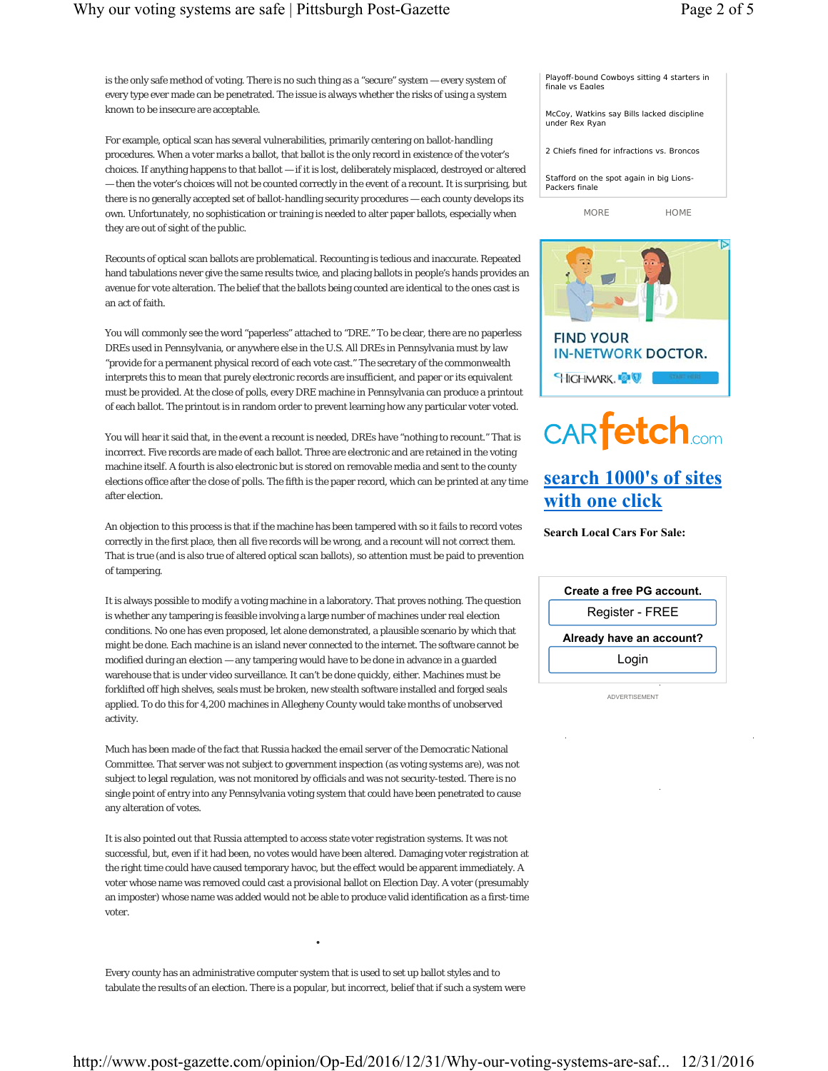is the only safe method of voting. There is no such thing as a "secure" system — every system of every type ever made can be penetrated. The issue is always whether the risks of using a system known to be insecure are acceptable.

For example, optical scan has several vulnerabilities, primarily centering on ballot-handling procedures. When a voter marks a ballot, that ballot is the only record in existence of the voter's choices. If anything happens to that ballot — if it is lost, deliberately misplaced, destroyed or altered — then the voter's choices will not be counted correctly in the event of a recount. It is surprising, but there is no generally accepted set of ballot-handling security procedures — each county develops its own. Unfortunately, no sophistication or training is needed to alter paper ballots, especially when they are out of sight of the public.

Recounts of optical scan ballots are problematical. Recounting is tedious and inaccurate. Repeated hand tabulations never give the same results twice, and placing ballots in people's hands provides an avenue for vote alteration. The belief that the ballots being counted are identical to the ones cast is an act of faith.

You will commonly see the word "paperless" attached to "DRE." To be clear, there are no paperless DREs used in Pennsylvania, or anywhere else in the U.S. All DREs in Pennsylvania must by law "provide for a permanent physical record of each vote cast." The secretary of the commonwealth interprets this to mean that purely electronic records are insufficient, and paper or its equivalent must be provided. At the close of polls, every DRE machine in Pennsylvania can produce a printout of each ballot. The printout is in random order to prevent learning how any particular voter voted.

You will hear it said that, in the event a recount is needed, DREs have "nothing to recount." That is incorrect. Five records are made of each ballot. Three are electronic and are retained in the voting machine itself. A fourth is also electronic but is stored on removable media and sent to the county elections office after the close of polls. The fifth is the paper record, which can be printed at any time after election.

An objection to this process is that if the machine has been tampered with so it fails to record votes correctly in the first place, then all five records will be wrong, and a recount will not correct them. That is true (and is also true of altered optical scan ballots), so attention must be paid to prevention of tampering.

It is always possible to modify a voting machine in a laboratory. That proves nothing. The question is whether any tampering is feasible involving a large number of machines under real election conditions. No one has even proposed, let alone demonstrated, a plausible scenario by which that might be done. Each machine is an island never connected to the internet. The software cannot be modified during an election — any tampering would have to be done in advance in a guarded warehouse that is under video surveillance. It can't be done quickly, either. Machines must be forklifted off high shelves, seals must be broken, new stealth software installed and forged seals applied. To do this for 4,200 machines in Allegheny County would take months of unobserved activity.

Much has been made of the fact that Russia hacked the email server of the Democratic National Committee. That server was not subject to government inspection (as voting systems are), was not subject to legal regulation, was not monitored by officials and was not security-tested. There is no single point of entry into any Pennsylvania voting system that could have been penetrated to cause any alteration of votes.

It is also pointed out that Russia attempted to access state voter registration systems. It was not successful, but, even if it had been, no votes would have been altered. Damaging voter registration at the right time could have caused temporary havoc, but the effect would be apparent immediately. A voter whose name was removed could cast a provisional ballot on Election Day. A voter (presumably an imposter) whose name was added would not be able to produce valid identification as a first-time voter.

Every county has an administrative computer system that is used to set up ballot styles and to tabulate the results of an election. There is a popular, but incorrect, belief that if such a system were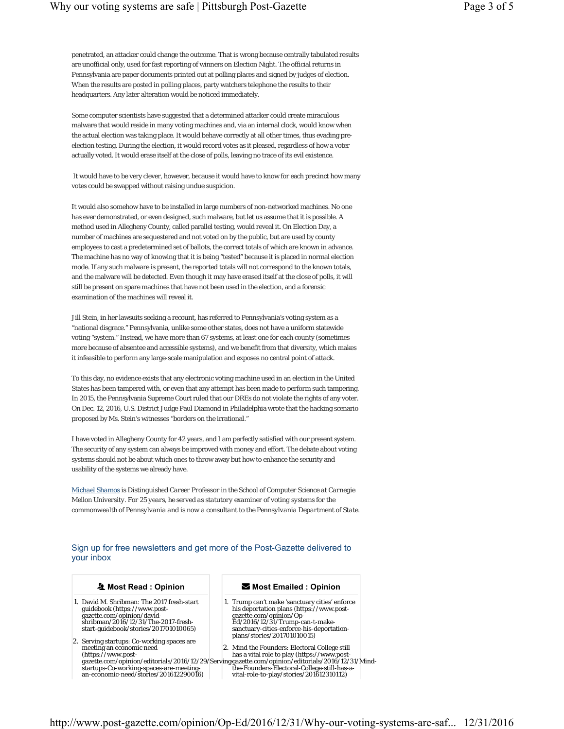penetrated, an attacker could change the outcome. That is wrong because centrally tabulated results are unofficial only, used for fast reporting of winners on Election Night. The official returns in Pennsylvania are paper documents printed out at polling places and signed by judges of election. When the results are posted in polling places, party watchers telephone the results to their headquarters. Any later alteration would be noticed immediately.

Some computer scientists have suggested that a determined attacker could create miraculous malware that would reside in many voting machines and, via an internal clock, would know when the actual election was taking place. It would behave correctly at all other times, thus evading pre-election testing. During the election, it would record votes as it pleased, regardless of how a voter actually voted. It would erase itself at the close of polls, leaving no trace of its evil existence.

It would have to be very clever, however, because it would have to know for each precinct how many votes could be swapped without raising undue suspicion.

It would also somehow have to be installed in large numbers of non-networked machines. No one has ever demonstrated, or even designed, such malware, but let us assume that it is possible. A method used in Allegheny County, called parallel testing, would reveal it. On Election Day, a number of machines are sequestered and not voted on by the public, but are used by county employees to cast a predetermined set of ballots, the correct totals of which are known in advance. The machine has no way of knowing that it is being "tested" because it is placed in normal election mode. If any such malware is present, the reported totals will not correspond to the known totals, and the malware will be detected. Even though it may have erased itself at the close of polls, it will still be present on spare machines that have not been used in the election, and a forensic examination of the machines will reveal it.

Jill Stein, in her lawsuits seeking a recount, has referred to Pennsylvania's voting system as a "national disgrace." Pennsylvania, unlike some other states, does not have a uniform statewide voting "system." Instead, we have more than 67 systems, at least one for each county (sometimes more because of absentee and accessible systems), and we benefit from that diversity, which makes it infeasible to perform any large-scale manipulation and exposes no central point of attack.

To this day, no evidence exists that any electronic voting machine used in an election in the United States has been tampered with, or even that any attempt has been made to perform such tampering. In 2015, the Pennsylvania Supreme Court ruled that our DREs do not violate the rights of any voter. On Dec. 12, 2016, U.S. District Judge Paul Diamond in Philadelphia wrote that the hacking scenario proposed by Ms. Stein's witnesses "borders on the irrational."

I have voted in Allegheny County for 42 years, and I am perfectly satisfied with our present system. The security of any system can always be improved with money and effort. The debate about voting systems should not be about which ones to throw away but how to enhance the security and usability of the systems we already have.

*Michael Shamos is Distinguished Career Professor in the School of Computer Science at Carnegie Mellon University. For 25 years, he served as statutory examiner of voting systems for the commonwealth of Pennsylvania and is now a consultant to the Pennsylvania Department of State.*

Sign up for free newsletters and get more of the Post-Gazette delivered to your inbox

**Most Read : Opinion**

1. David M. Shribman: The 2017 fresh-start guidebook (https://www.post-gazette.com/opinion/david-shribman/2016/12/31/The-2017-fresh-start-guidebook/stories/201701010065)
2. Serving startups: Co-working spaces are meeting an economic need (https://www.post-gazette.com/opinion/editorials/2016/12/29/Serving-startups-Co-working-spaces-are-meeting-an-economic-need/stories/201612290016)

**Most Emailed : Opinion**

1. Trump can't make 'sanctuary cities' enforce his deportation plans (https://www.post-gazette.com/opinion/Op-Ed/2016/12/31/Trump-can-t-make-sanctuary-cities-enforce-his-deportation-plans/stories/201701010015)
2. Mind the Founders: Electoral College still has a vital role to play (https://www.post-gazette.com/opinion/editorials/2016/12/31/Mind-the-Founders-Electoral-College-still-has-a-vital-role-to-play/stories/201612310112)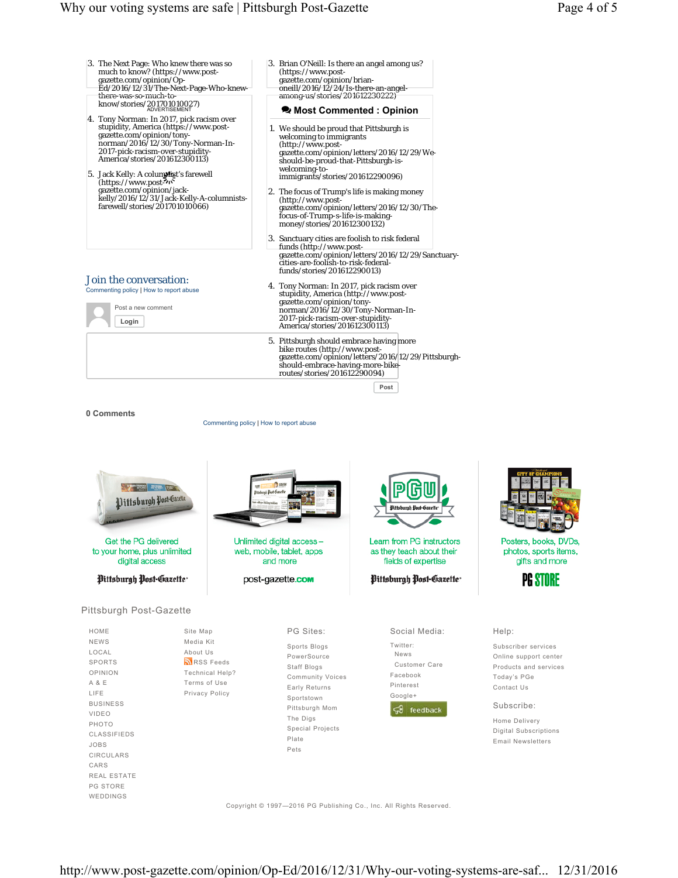3. The Next Page: Who knew there was so much to know? (https://www.post-gazette.com/opinion/Op-Ed/2016/12/31/The-Next-Page-Who-knew-there-was-so-much-to-know/stories/201701010027)

ADVERTISEMENT

4. Tony Norman: In 2017, pick racism over stupidity, America (https://www.post-gazette.com/opinion/tony-norman/2016/12/30/Tony-Norman-In-2017-pick-racism-over-stupidity-America/stories/201612300113)

5. Jack Kelly: A columnist's farewell (https://www.post-gazette.com/opinion/jack-kelly/2016/12/31/Jack-Kelly-A-columnists-farewell/stories/201701010066)

3. Brian O'Neill: Is there an angel among us? (https://www.post-gazette.com/opinion/brian-oneill/2016/12/24/Is-there-an-angel-among-us/stories/201612230222)

## Most Commented : Opinion

1. We should be proud that Pittsburgh is welcoming to immigrants (http://www.post-gazette.com/opinion/letters/2016/12/29/We-should-be-proud-that-Pittsburgh-is-welcoming-to-immigrants/stories/201612290096)

2. The focus of Trump's life is making money (http://www.post-gazette.com/opinion/letters/2016/12/30/The-focus-of-Trump-s-life-is-making-money/stories/201612300132)

3. Sanctuary cities are foolish to risk federal funds (http://www.post-gazette.com/opinion/letters/2016/12/29/Sanctuary-cities-are-foolish-to-risk-federal-funds/stories/201612290013)

4. Tony Norman: In 2017, pick racism over stupidity, America (http://www.post-gazette.com/opinion/tony-norman/2016/12/30/Tony-Norman-In-2017-pick-racism-over-stupidity-America/stories/201612300113)

5. Pittsburgh should embrace having more bike routes (http://www.post-gazette.com/opinion/letters/2016/12/29/Pittsburgh-should-embrace-having-more-bike-routes/stories/201612290094)

## Join the conversation:

Commenting policy | How to report abuse

Post a new comment

Login

Post

**0 Comments**

Commenting policy | How to report abuse

Get the PG delivered to your home, plus unlimited digital access

Pittsburgh Post-Gazette

Unlimited digital access – web, mobile, tablet, apps and more

post-gazette.com

Learn from PG instructors as they teach about their fields of expertise

Pittsburgh Post-Gazette

Posters, books, DVDs, photos, sports items, gifts and more

PG STORE

Pittsburgh Post-Gazette

HOME
NEWS
LOCAL
SPORTS
OPINION
A & E
LIFE
BUSINESS
VIDEO
PHOTO
CLASSIFIEDS
JOBS
CIRCULARS
CARS
REAL ESTATE
PG STORE
WEDDINGS

Site Map
Media Kit
About Us
RSS Feeds
Technical Help?
Terms of Use
Privacy Policy

PG Sites:

Sports Blogs
PowerSource
Staff Blogs
Community Voices
Early Returns
Sportstown
Pittsburgh Mom
The Digs
Special Projects
Plate
Pets

Social Media:

Twitter:
News
Customer Care
Facebook
Pinterest
Google+
feedback

Help:

Subscriber services
Online support center
Products and services
Today's PGe
Contact Us

Subscribe:

Home Delivery
Digital Subscriptions
Email Newsletters

Copyright © 1997—2016 PG Publishing Co., Inc. All Rights Reserved.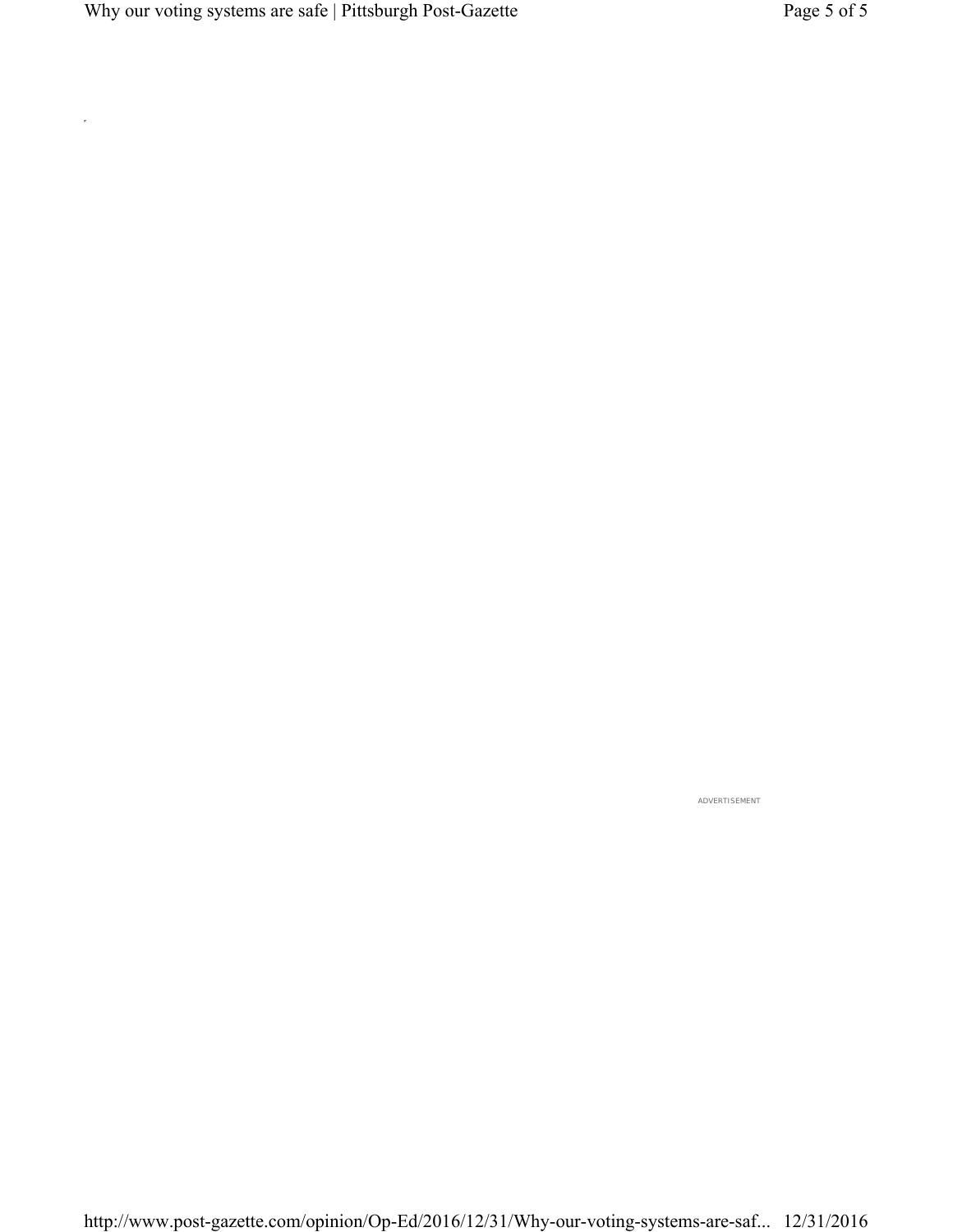ADVERTISEMENT